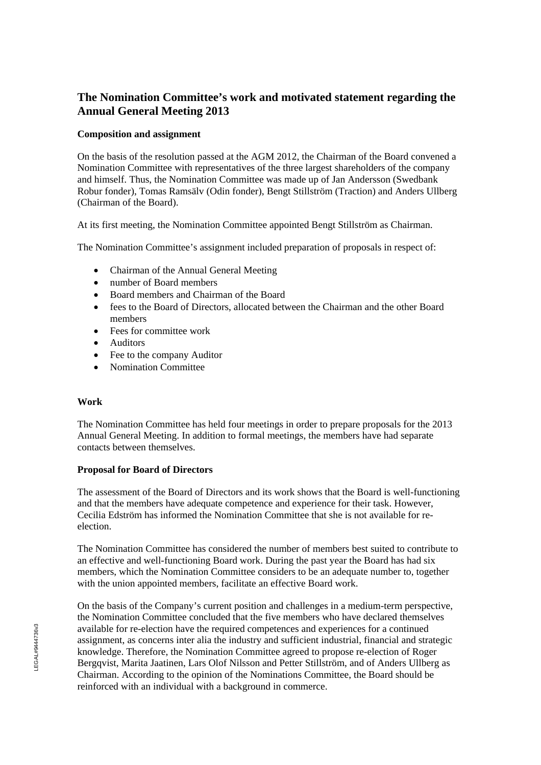# The Nomination Committee's work and motivated statement regarding the Annual General Meeting 2013

### Composition and assignment

On the basis of the resolution passed at the AGM 2012, the Chairman of the Board convened a Nomination Committee with representatives of the three largest shareholders of the company and himself. Thus, the Nomination Committee was made up of Jan Andersson (Swedbank Robur fonder), Tomas Ramsälv (Odin fonder), Bengt Stillström (Traction) and Anders Ullberg (Chairman of the Board).

At its first meeting, the Nomination Committee appointed Bengt Stillström as Chairman.

The Nomination Committee's assignment included preparation of proposals in respect of:

- Chairman of the Annual General Meeting
- number of Board members
- Board members and Chairman of the Board
- fees to the Board of Directors, allocated between the Chairman and the other Board members
- Fees for committee work
- Auditors
- Fee to the company Auditor
- Nomination Committee

### Work

The Nomination Committee has held four meetings in order to prepare proposals for the 2013 Annual General Meeting. In addition to formal meetings, the members have had separate contacts between themselves.

### Proposal for Board of Directors

The assessment of the Board of Directors and its work shows that the Board is well-functioning and that the members have adequate competence and experience for their task. However, Cecilia Edström has informed the Nomination Committee that she is not available for re-election.

The Nomination Committee has considered the number of members best suited to contribute to an effective and well-functioning Board work. During the past year the Board has had six members, which the Nomination Committee considers to be an adequate number to, together with the union appointed members, facilitate an effective Board work.

On the basis of the Company's current position and challenges in a medium-term perspective, the Nomination Committee concluded that the five members who have declared themselves available for re-election have the required competences and experiences for a continued assignment, as concerns inter alia the industry and sufficient industrial, financial and strategic knowledge. Therefore, the Nomination Committee agreed to propose re-election of Roger Bergqvist, Marita Jaatinen, Lars Olof Nilsson and Petter Stillström, and of Anders Ullberg as Chairman. According to the opinion of the Nominations Committee, the Board should be reinforced with an individual with a background in commerce.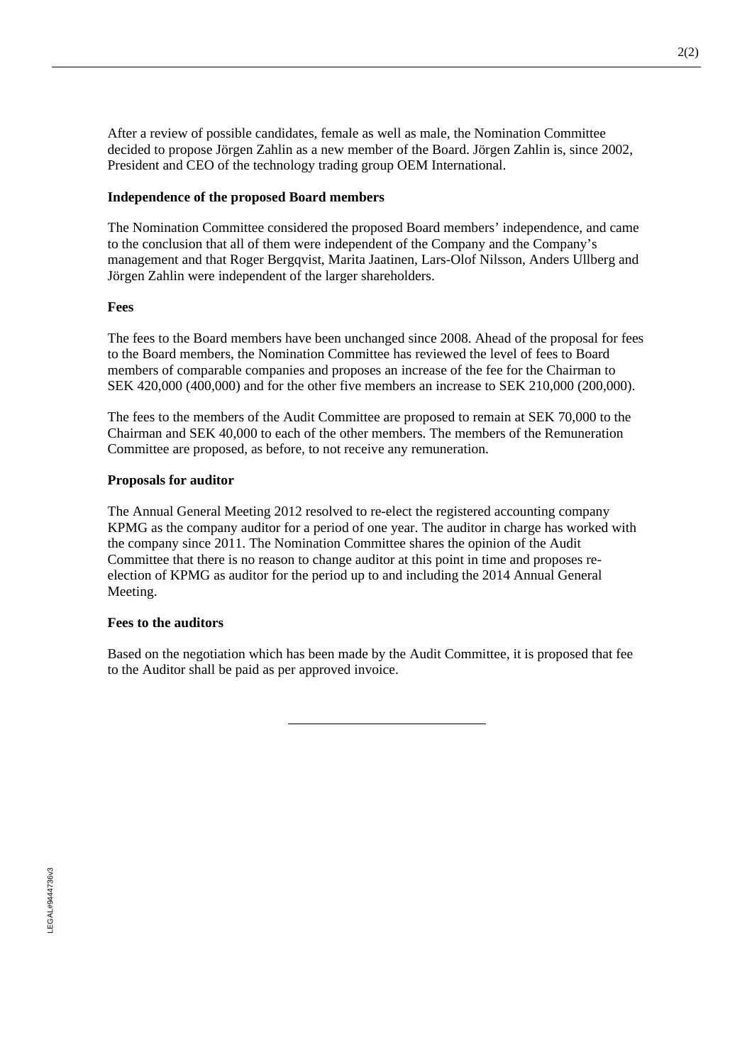After a review of possible candidates, female as well as male, the Nomination Committee decided to propose Jörgen Zahlin as a new member of the Board. Jörgen Zahlin is, since 2002, President and CEO of the technology trading group OEM International.

**Independence of the proposed Board members**

The Nomination Committee considered the proposed Board members' independence, and came to the conclusion that all of them were independent of the Company and the Company's management and that Roger Bergqvist, Marita Jaatinen, Lars-Olof Nilsson, Anders Ullberg and Jörgen Zahlin were independent of the larger shareholders.

**Fees**

The fees to the Board members have been unchanged since 2008. Ahead of the proposal for fees to the Board members, the Nomination Committee has reviewed the level of fees to Board members of comparable companies and proposes an increase of the fee for the Chairman to SEK 420,000 (400,000) and for the other five members an increase to SEK 210,000 (200,000).

The fees to the members of the Audit Committee are proposed to remain at SEK 70,000 to the Chairman and SEK 40,000 to each of the other members. The members of the Remuneration Committee are proposed, as before, to not receive any remuneration.

**Proposals for auditor**

The Annual General Meeting 2012 resolved to re-elect the registered accounting company KPMG as the company auditor for a period of one year. The auditor in charge has worked with the company since 2011. The Nomination Committee shares the opinion of the Audit Committee that there is no reason to change auditor at this point in time and proposes re-election of KPMG as auditor for the period up to and including the 2014 Annual General Meeting.

**Fees to the auditors**

Based on the negotiation which has been made by the Audit Committee, it is proposed that fee to the Auditor shall be paid as per approved invoice.

---

LEGAL#9444736v3